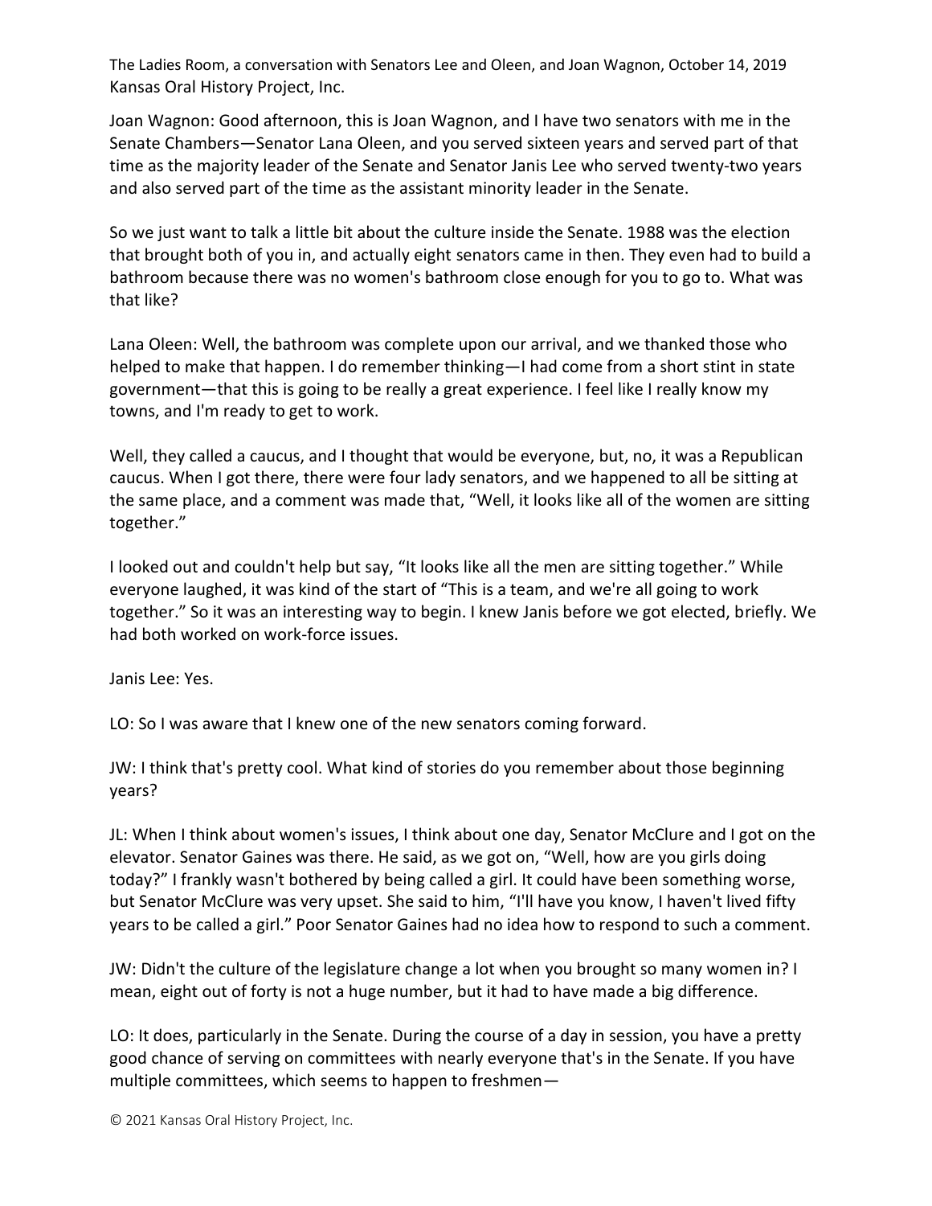Joan Wagnon: Good afternoon, this is Joan Wagnon, and I have two senators with me in the Senate Chambers—Senator Lana Oleen, and you served sixteen years and served part of that time as the majority leader of the Senate and Senator Janis Lee who served twenty-two years and also served part of the time as the assistant minority leader in the Senate.

So we just want to talk a little bit about the culture inside the Senate. 1988 was the election that brought both of you in, and actually eight senators came in then. They even had to build a bathroom because there was no women's bathroom close enough for you to go to. What was that like?

Lana Oleen: Well, the bathroom was complete upon our arrival, and we thanked those who helped to make that happen. I do remember thinking—I had come from a short stint in state government—that this is going to be really a great experience. I feel like I really know my towns, and I'm ready to get to work.

Well, they called a caucus, and I thought that would be everyone, but, no, it was a Republican caucus. When I got there, there were four lady senators, and we happened to all be sitting at the same place, and a comment was made that, "Well, it looks like all of the women are sitting together."

I looked out and couldn't help but say, "It looks like all the men are sitting together." While everyone laughed, it was kind of the start of "This is a team, and we're all going to work together." So it was an interesting way to begin. I knew Janis before we got elected, briefly. We had both worked on work-force issues.

Janis Lee: Yes.

LO: So I was aware that I knew one of the new senators coming forward.

JW: I think that's pretty cool. What kind of stories do you remember about those beginning years?

JL: When I think about women's issues, I think about one day, Senator McClure and I got on the elevator. Senator Gaines was there. He said, as we got on, "Well, how are you girls doing today?" I frankly wasn't bothered by being called a girl. It could have been something worse, but Senator McClure was very upset. She said to him, "I'll have you know, I haven't lived fifty years to be called a girl." Poor Senator Gaines had no idea how to respond to such a comment.

JW: Didn't the culture of the legislature change a lot when you brought so many women in? I mean, eight out of forty is not a huge number, but it had to have made a big difference.

LO: It does, particularly in the Senate. During the course of a day in session, you have a pretty good chance of serving on committees with nearly everyone that's in the Senate. If you have multiple committees, which seems to happen to freshmen—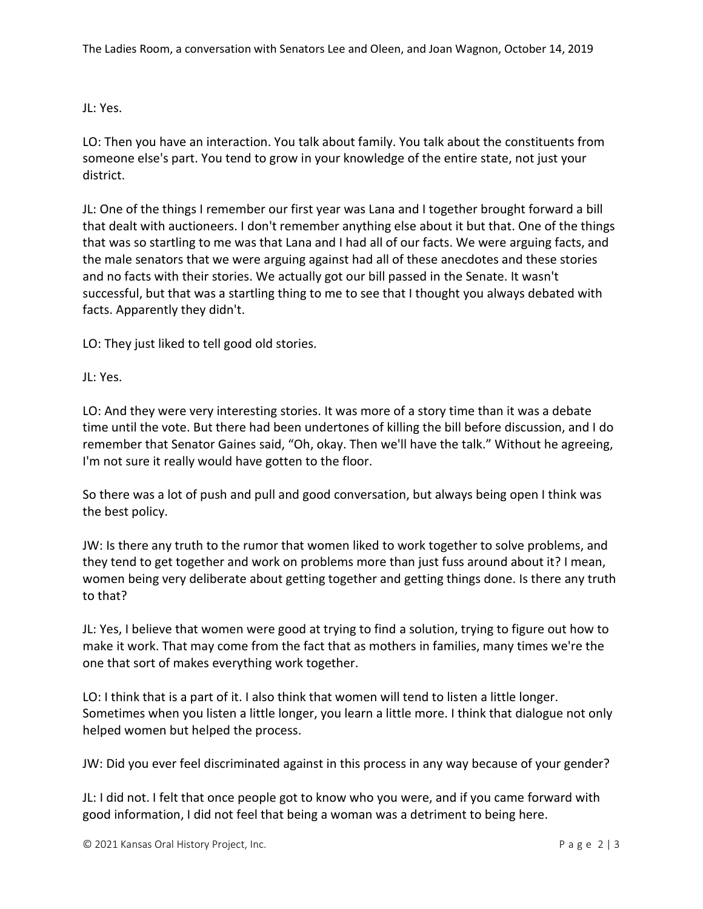JL: Yes.

LO: Then you have an interaction. You talk about family. You talk about the constituents from someone else's part. You tend to grow in your knowledge of the entire state, not just your district.

JL: One of the things I remember our first year was Lana and I together brought forward a bill that dealt with auctioneers. I don't remember anything else about it but that. One of the things that was so startling to me was that Lana and I had all of our facts. We were arguing facts, and the male senators that we were arguing against had all of these anecdotes and these stories and no facts with their stories. We actually got our bill passed in the Senate. It wasn't successful, but that was a startling thing to me to see that I thought you always debated with facts. Apparently they didn't.

LO: They just liked to tell good old stories.

JL: Yes.

LO: And they were very interesting stories. It was more of a story time than it was a debate time until the vote. But there had been undertones of killing the bill before discussion, and I do remember that Senator Gaines said, "Oh, okay. Then we'll have the talk." Without he agreeing, I'm not sure it really would have gotten to the floor.

So there was a lot of push and pull and good conversation, but always being open I think was the best policy.

JW: Is there any truth to the rumor that women liked to work together to solve problems, and they tend to get together and work on problems more than just fuss around about it? I mean, women being very deliberate about getting together and getting things done. Is there any truth to that?

JL: Yes, I believe that women were good at trying to find a solution, trying to figure out how to make it work. That may come from the fact that as mothers in families, many times we're the one that sort of makes everything work together.

LO: I think that is a part of it. I also think that women will tend to listen a little longer. Sometimes when you listen a little longer, you learn a little more. I think that dialogue not only helped women but helped the process.

JW: Did you ever feel discriminated against in this process in any way because of your gender?

JL: I did not. I felt that once people got to know who you were, and if you came forward with good information, I did not feel that being a woman was a detriment to being here.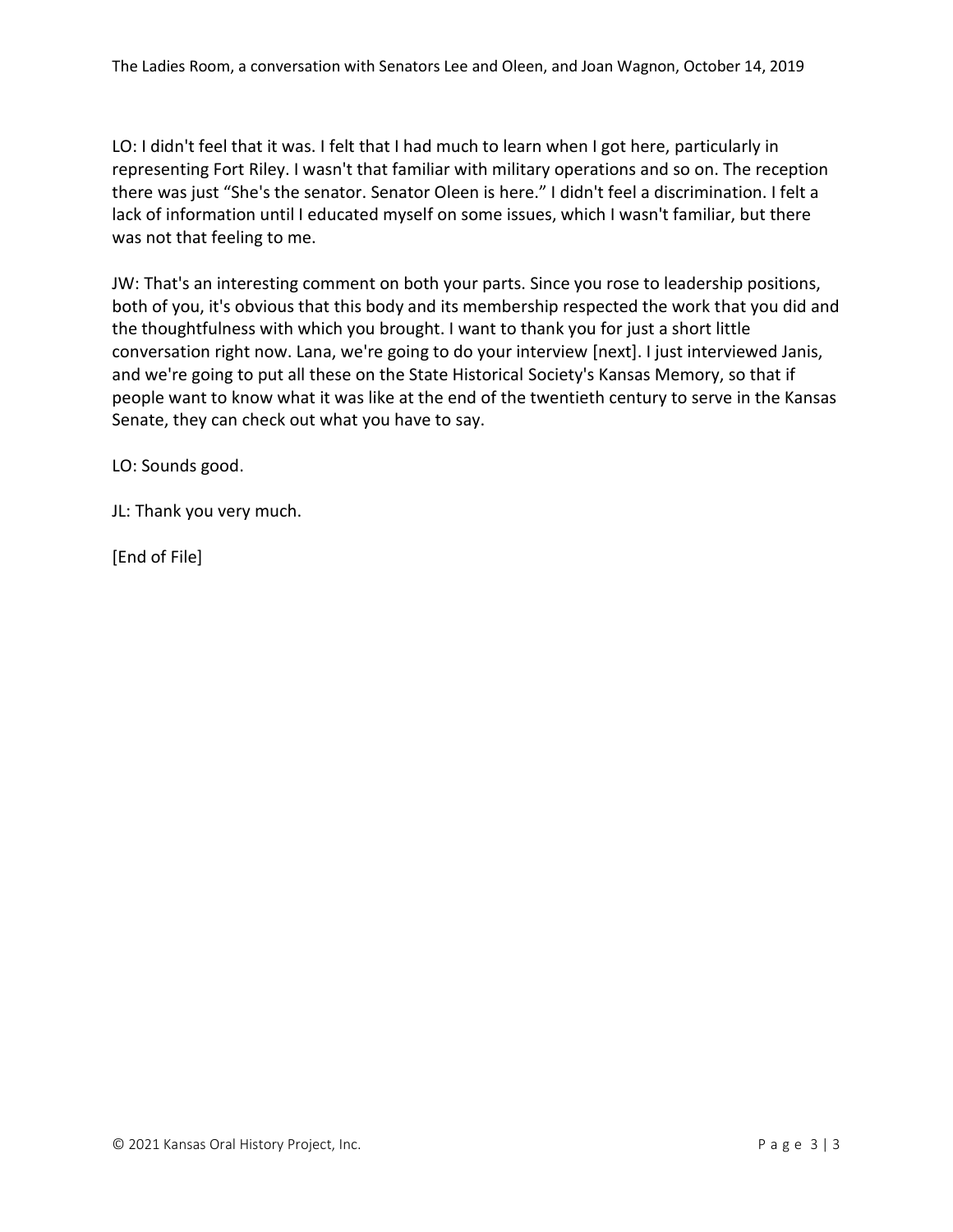LO: I didn't feel that it was. I felt that I had much to learn when I got here, particularly in representing Fort Riley. I wasn't that familiar with military operations and so on. The reception there was just "She's the senator. Senator Oleen is here." I didn't feel a discrimination. I felt a lack of information until I educated myself on some issues, which I wasn't familiar, but there was not that feeling to me.

JW: That's an interesting comment on both your parts. Since you rose to leadership positions, both of you, it's obvious that this body and its membership respected the work that you did and the thoughtfulness with which you brought. I want to thank you for just a short little conversation right now. Lana, we're going to do your interview [next]. I just interviewed Janis, and we're going to put all these on the State Historical Society's Kansas Memory, so that if people want to know what it was like at the end of the twentieth century to serve in the Kansas Senate, they can check out what you have to say.

LO: Sounds good.

JL: Thank you very much.

[End of File]